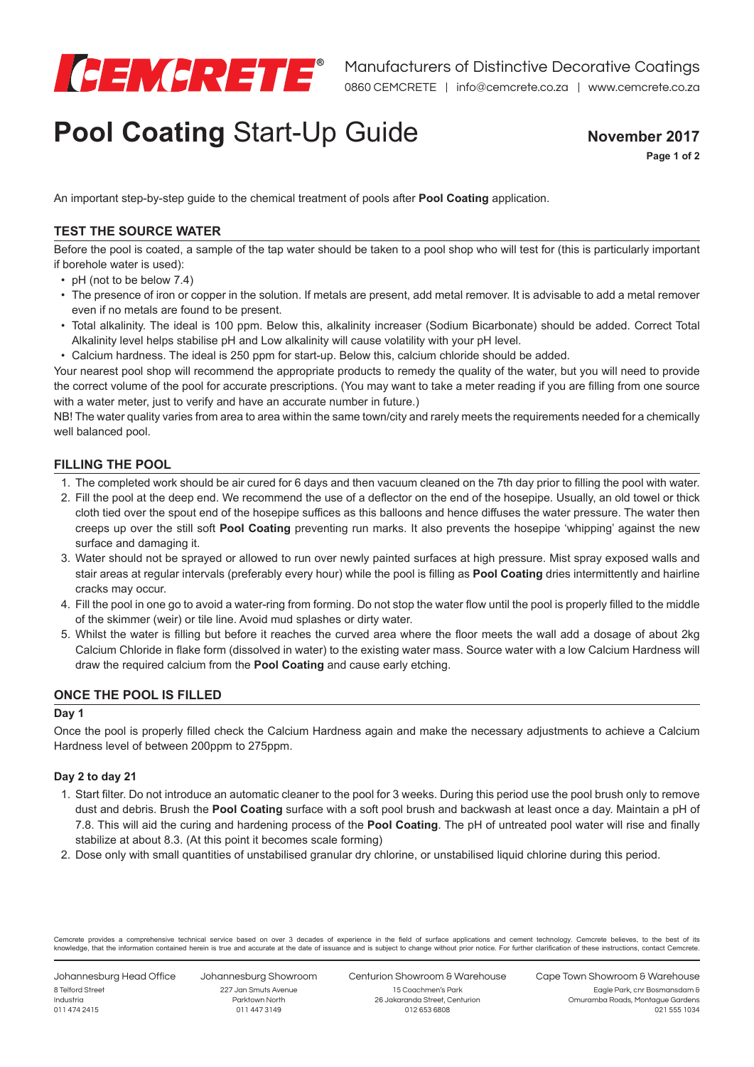**CEMCRETE®** Manufacturers of Distinctive Decorative Coatings

0860 CEMCRETE | info@cemcrete.co.za | www.cemcrete.co.za

# **Pool Coating** Start-Up Guide

**November 2017**

An important step-by-step guide to the chemical treatment of pools after **Pool Coating** application.

## TEST THE SOURCE WATER

Before the pool is coated, a sample of the tap water should be taken to a pool shop who will test for (this is particularly important if borehole water is used):

- pH (not to be below 7.4)
- The presence of iron or copper in the solution. If metals are present, add metal remover. It is advisable to add a metal remover even if no metals are found to be present.
- Total alkalinity. The ideal is 100 ppm. Below this, alkalinity increaser (Sodium Bicarbonate) should be added. Correct Total Alkalinity level helps stabilise pH and Low alkalinity will cause volatility with your pH level.
- Calcium hardness. The ideal is 250 ppm for start-up. Below this, calcium chloride should be added.

Your nearest pool shop will recommend the appropriate products to remedy the quality of the water, but you will need to provide the correct volume of the pool for accurate prescriptions. (You may want to take a meter reading if you are filling from one source with a water meter, just to verify and have an accurate number in future.)

NB! The water quality varies from area to area within the same town/city and rarely meets the requirements needed for a chemically well balanced pool.

## FILLING THE POOL

1. The completed work should be air cured for 6 days and then vacuum cleaned on the 7th day prior to filling the pool with water.
2. Fill the pool at the deep end. We recommend the use of a deflector on the end of the hosepipe. Usually, an old towel or thick cloth tied over the spout end of the hosepipe suffices as this balloons and hence diffuses the water pressure. The water then creeps up over the still soft **Pool Coating** preventing run marks. It also prevents the hosepipe 'whipping' against the new surface and damaging it.
3. Water should not be sprayed or allowed to run over newly painted surfaces at high pressure. Mist spray exposed walls and stair areas at regular intervals (preferably every hour) while the pool is filling as **Pool Coating** dries intermittently and hairline cracks may occur.
4. Fill the pool in one go to avoid a water-ring from forming. Do not stop the water flow until the pool is properly filled to the middle of the skimmer (weir) or tile line. Avoid mud splashes or dirty water.
5. Whilst the water is filling but before it reaches the curved area where the floor meets the wall add a dosage of about 2kg Calcium Chloride in flake form (dissolved in water) to the existing water mass. Source water with a low Calcium Hardness will draw the required calcium from the **Pool Coating** and cause early etching.

## ONCE THE POOL IS FILLED

### Day 1

Once the pool is properly filled check the Calcium Hardness again and make the necessary adjustments to achieve a Calcium Hardness level of between 200ppm to 275ppm.

### Day 2 to day 21

1. Start filter. Do not introduce an automatic cleaner to the pool for 3 weeks. During this period use the pool brush only to remove dust and debris. Brush the **Pool Coating** surface with a soft pool brush and backwash at least once a day. Maintain a pH of 7.8. This will aid the curing and hardening process of the **Pool Coating**. The pH of untreated pool water will rise and finally stabilize at about 8.3. (At this point it becomes scale forming)
2. Dose only with small quantities of unstabilised granular dry chlorine, or unstabilised liquid chlorine during this period.

Cemcrete provides a comprehensive technical service based on over 3 decades of experience in the field of surface applications and cement technology. Cemcrete believes, to the best of its knowledge, that the information contained herein is true and accurate at the date of issuance and is subject to change without prior notice. For further clarification of these instructions, contact Cemcrete.

| Johannesburg Head Office | Johannesburg Showroom | Centurion Showroom & Warehouse | Cape Town Showroom & Warehouse |
|---|---|---|---|
| 8 Telford Street<br>Industria<br>011 474 2415 | 227 Jan Smuts Avenue<br>Parktown North<br>011 447 3149 | 15 Coachmen's Park<br>26 Jakaranda Street, Centurion<br>012 653 6808 | Eagle Park, cnr Bosmansdam &<br>Omuramba Roads, Montague Gardens<br>021 555 1034 |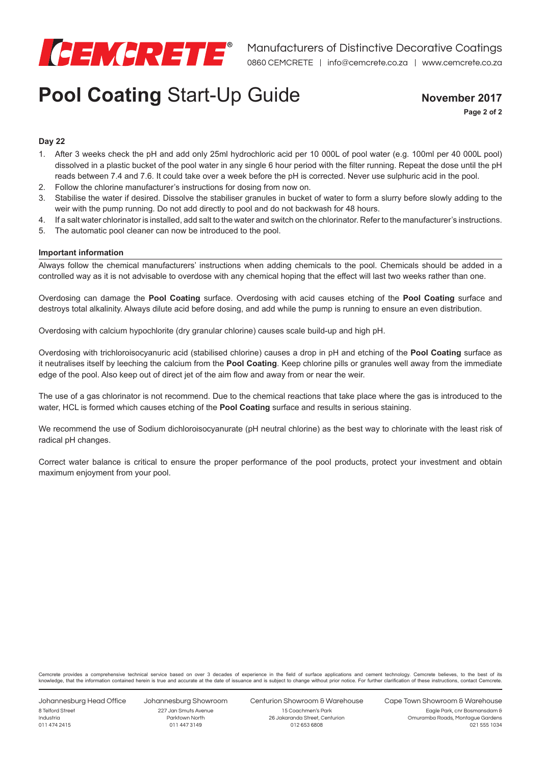# **Pool Coating** Start-Up Guide

**November 2017**

### Day 22

1. After 3 weeks check the pH and add only 25ml hydrochloric acid per 10 000L of pool water (e.g. 100ml per 40 000L pool) dissolved in a plastic bucket of the pool water in any single 6 hour period with the filter running. Repeat the dose until the pH reads between 7.4 and 7.6. It could take over a week before the pH is corrected. Never use sulphuric acid in the pool.
2. Follow the chlorine manufacturer's instructions for dosing from now on.
3. Stabilise the water if desired. Dissolve the stabiliser granules in bucket of water to form a slurry before slowly adding to the weir with the pump running. Do not add directly to pool and do not backwash for 48 hours.
4. If a salt water chlorinator is installed, add salt to the water and switch on the chlorinator. Refer to the manufacturer's instructions.
5. The automatic pool cleaner can now be introduced to the pool.

### Important information

Always follow the chemical manufacturers' instructions when adding chemicals to the pool. Chemicals should be added in a controlled way as it is not advisable to overdose with any chemical hoping that the effect will last two weeks rather than one.

Overdosing can damage the **Pool Coating** surface. Overdosing with acid causes etching of the **Pool Coating** surface and destroys total alkalinity. Always dilute acid before dosing, and add while the pump is running to ensure an even distribution.

Overdosing with calcium hypochlorite (dry granular chlorine) causes scale build-up and high pH.

Overdosing with trichloroisocyanuric acid (stabilised chlorine) causes a drop in pH and etching of the **Pool Coating** surface as it neutralises itself by leeching the calcium from the **Pool Coating**. Keep chlorine pills or granules well away from the immediate edge of the pool. Also keep out of direct jet of the aim flow and away from or near the weir.

The use of a gas chlorinator is not recommend. Due to the chemical reactions that take place where the gas is introduced to the water, HCL is formed which causes etching of the **Pool Coating** surface and results in serious staining.

We recommend the use of Sodium dichloroisocyanurate (pH neutral chlorine) as the best way to chlorinate with the least risk of radical pH changes.

Correct water balance is critical to ensure the proper performance of the pool products, protect your investment and obtain maximum enjoyment from your pool.

Cemcrete provides a comprehensive technical service based on over 3 decades of experience in the field of surface applications and cement technology. Cemcrete believes, to the best of its knowledge, that the information contained herein is true and accurate at the date of issuance and is subject to change without prior notice. For further clarification of these instructions, contact Cemcrete.